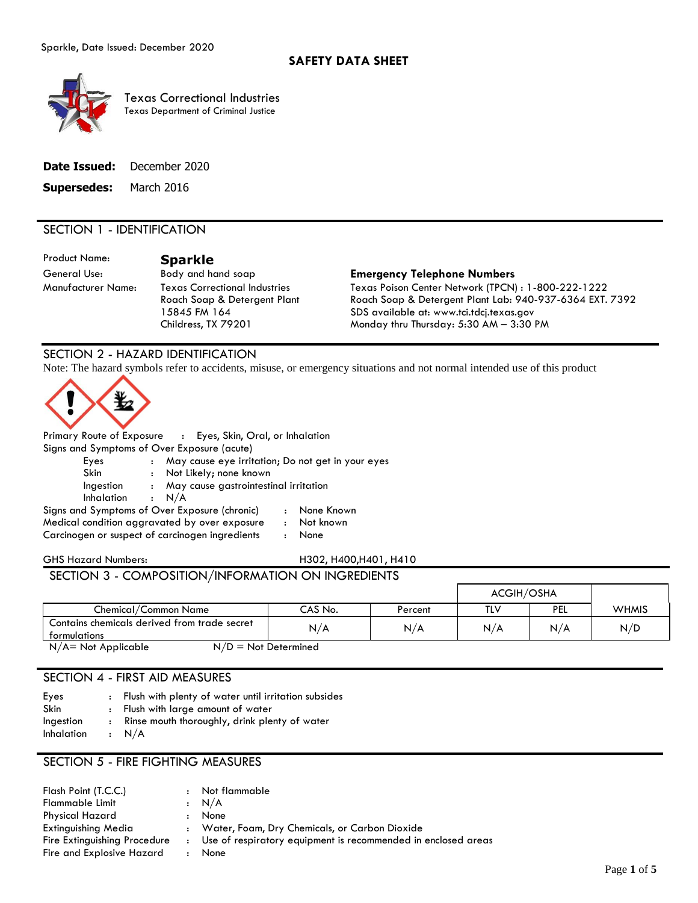Sparkle, Date Issued: December 2020

# SAFETY DATA SHEET

Texas Correctional Industries
Texas Department of Criminal Justice

**Date Issued:** December 2020

**Supersedes:** March 2016

## SECTION 1 - IDENTIFICATION

Product Name: **Sparkle**

General Use: Body and hand soap

Manufacturer Name: Texas Correctional Industries
Roach Soap & Detergent Plant
15845 FM 164
Childress, TX 79201

**Emergency Telephone Numbers**

Texas Poison Center Network (TPCN) : 1-800-222-1222
Roach Soap & Detergent Plant Lab: 940-937-6364 EXT. 7392
SDS available at: www.tci.tdcj.texas.gov
Monday thru Thursday: 5:30 AM – 3:30 PM

## SECTION 2 - HAZARD IDENTIFICATION

Note: The hazard symbols refer to accidents, misuse, or emergency situations and not normal intended use of this product

Primary Route of Exposure : Eyes, Skin, Oral, or Inhalation

Signs and Symptoms of Over Exposure (acute)

- Eyes : May cause eye irritation; Do not get in your eyes
- Skin : Not Likely; none known
- Ingestion : May cause gastrointestinal irritation
- Inhalation : N/A

Signs and Symptoms of Over Exposure (chronic) : None Known

Medical condition aggravated by over exposure : Not known

Carcinogen or suspect of carcinogen ingredients : None

GHS Hazard Numbers: H302, H400,H401, H410

## SECTION 3 - COMPOSITION/INFORMATION ON INGREDIENTS

| Chemical/Common Name | CAS No. | Percent | ACGIH/OSHA | | WHMIS |
|---|---|---|---|---|---|
| | | | TLV | PEL | |
| Contains chemicals derived from trade secret formulations | N/A | N/A | N/A | N/A | N/D |

N/A= Not Applicable N/D = Not Determined

## SECTION 4 - FIRST AID MEASURES

- Eyes : Flush with plenty of water until irritation subsides
- Skin : Flush with large amount of water
- Ingestion : Rinse mouth thoroughly, drink plenty of water
- Inhalation : N/A

## SECTION 5 - FIRE FIGHTING MEASURES

- Flash Point (T.C.C.) : Not flammable
- Flammable Limit : N/A
- Physical Hazard : None
- Extinguishing Media : Water, Foam, Dry Chemicals, or Carbon Dioxide
- Fire Extinguishing Procedure : Use of respiratory equipment is recommended in enclosed areas
- Fire and Explosive Hazard : None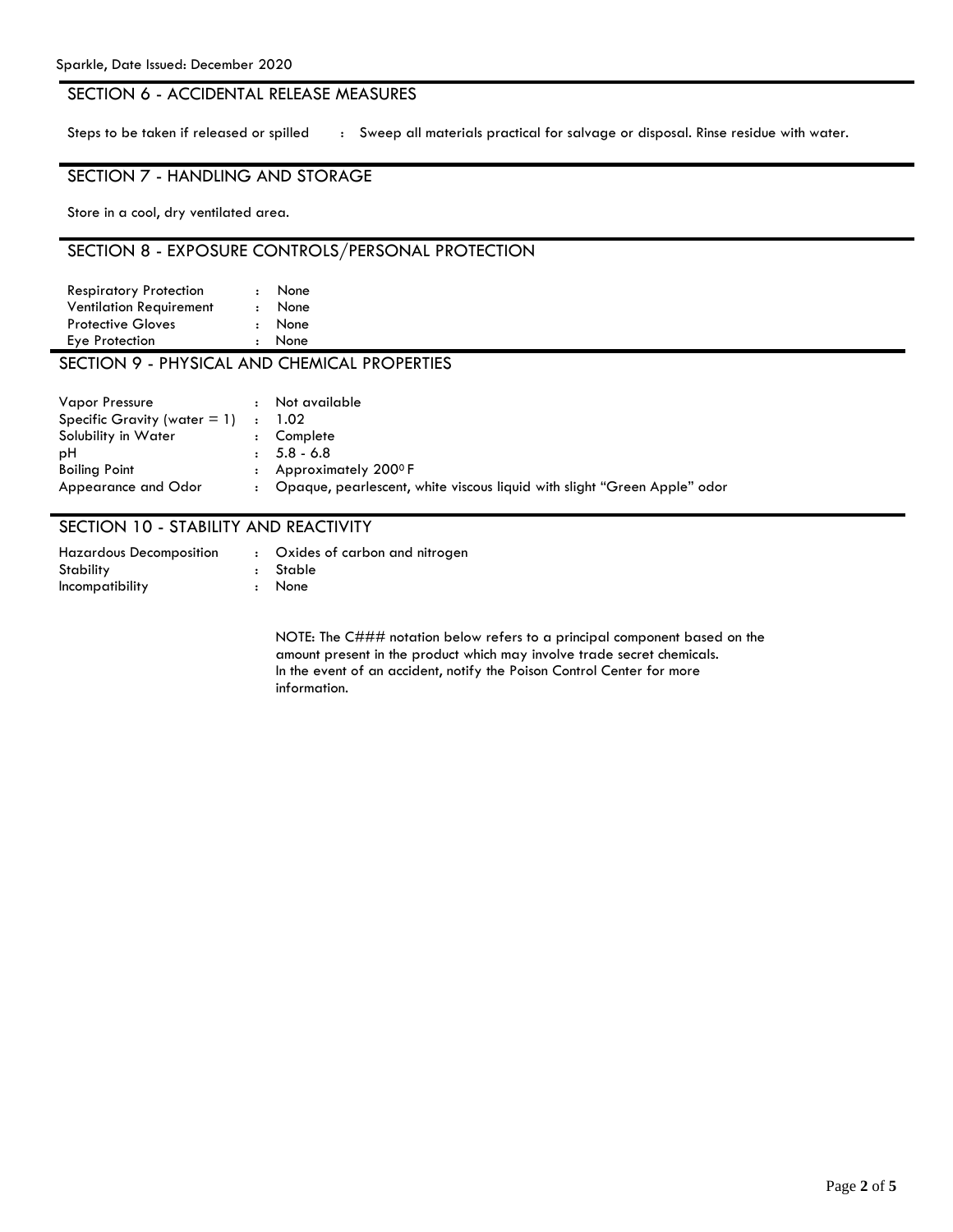## SECTION 6 - ACCIDENTAL RELEASE MEASURES

| | | |
|---|---|---|
| Steps to be taken if released or spilled | : | Sweep all materials practical for salvage or disposal. Rinse residue with water. |

## SECTION 7 - HANDLING AND STORAGE

Store in a cool, dry ventilated area.

## SECTION 8 - EXPOSURE CONTROLS/PERSONAL PROTECTION

| | | |
|---|---|---|
| Respiratory Protection | : | None |
| Ventilation Requirement | : | None |
| Protective Gloves | : | None |
| Eye Protection | : | None |

## SECTION 9 - PHYSICAL AND CHEMICAL PROPERTIES

| | | |
|---|---|---|
| Vapor Pressure | : | Not available |
| Specific Gravity (water = 1) | : | 1.02 |
| Solubility in Water | : | Complete |
| pH | : | 5.8 - 6.8 |
| Boiling Point | : | Approximately 200° F |
| Appearance and Odor | : | Opaque, pearlescent, white viscous liquid with slight "Green Apple" odor |

## SECTION 10 - STABILITY AND REACTIVITY

| | | |
|---|---|---|
| Hazardous Decomposition | : | Oxides of carbon and nitrogen |
| Stability | : | Stable |
| Incompatibility | : | None |

NOTE: The C### notation below refers to a principal component based on the amount present in the product which may involve trade secret chemicals. In the event of an accident, notify the Poison Control Center for more information.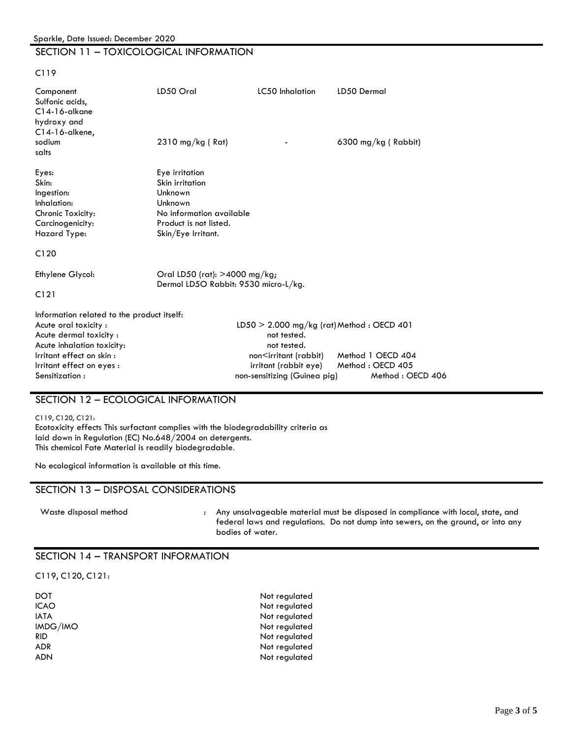Sparkle, Date Issued: December 2020

## SECTION 11 – TOXICOLOGICAL INFORMATION

C119

| Component | LD50 Oral | LC50 Inhalation | LD50 Dermal |
|---|---|---|---|
| Sulfonic acids, C14-16-alkane hydroxy and C14-16-alkene, sodium salts | 2310 mg/kg ( Rat) | - | 6300 mg/kg ( Rabbit) |

| | |
|---|---|
| Eyes: | Eye irritation |
| Skin: | Skin irritation |
| Ingestion: | Unknown |
| Inhalation: | Unknown |
| Chronic Toxicity: | No information available |
| Carcinogenicity: | Product is not listed. |
| Hazard Type: | Skin/Eye Irritant. |

C120

Ethylene Glycol: Oral LD50 (rat): >4000 mg/kg; Dermol LD5O Rabbit: 9530 micro-L/kg.

C121

Information related to the product itself:

| | | |
|---|---|---|
| Acute oral toxicity : | LD50 > 2.000 mg/kg (rat) | Method : OECD 401 |
| Acute dermal toxicity : | not tested. | |
| Acute inhalation toxicity: | not tested. | |
| Irritant effect on skin : | non<irritant (rabbit) | Method 1 OECD 404 |
| Irritant effect on eyes : | irritant (rabbit eye) | Method : OECD 405 |
| Sensitization : | non-sensitizing (Guinea pig) | Method : OECD 406 |

## SECTION 12 – ECOLOGICAL INFORMATION

C119, C120, C121:
Ecotoxicity effects This surfactant complies with the biodegradability criteria as laid down in Regulation (EC) No.648/2004 on detergents.
This chemical Fate Material is readily biodegradable.

No ecological information is available at this time.

## SECTION 13 – DISPOSAL CONSIDERATIONS

Waste disposal method : Any unsalvageable material must be disposed in compliance with local, state, and federal laws and regulations. Do not dump into sewers, on the ground, or into any bodies of water.

## SECTION 14 – TRANSPORT INFORMATION

C119, C120, C121:

| | |
|---|---|
| DOT | Not regulated |
| ICAO | Not regulated |
| IATA | Not regulated |
| IMDG/IMO | Not regulated |
| RID | Not regulated |
| ADR | Not regulated |
| ADN | Not regulated |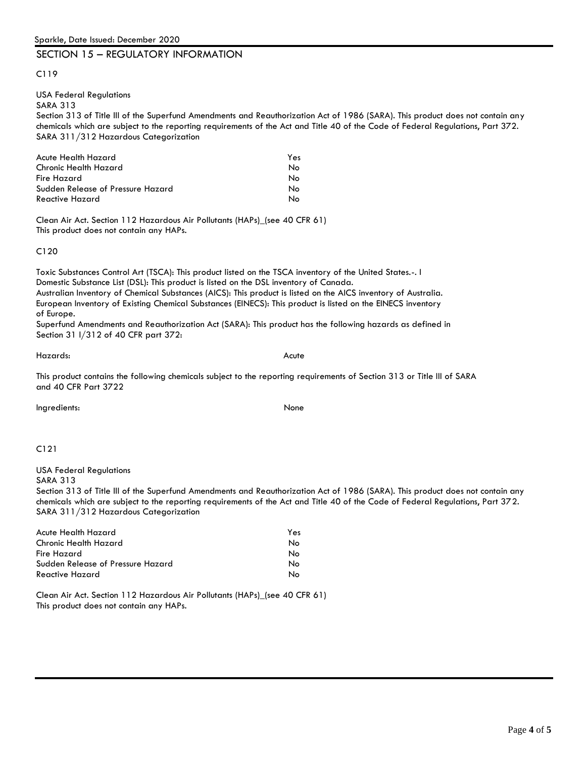## SECTION 15 – REGULATORY INFORMATION

C119

USA Federal Regulations
SARA 313
Section 313 of Title III of the Superfund Amendments and Reauthorization Act of 1986 (SARA). This product does not contain any chemicals which are subject to the reporting requirements of the Act and Title 40 of the Code of Federal Regulations, Part 372.
SARA 311/312 Hazardous Categorization

| | |
|---|---|
| Acute Health Hazard | Yes |
| Chronic Health Hazard | No |
| Fire Hazard | No |
| Sudden Release of Pressure Hazard | No |
| Reactive Hazard | No |

Clean Air Act. Section 112 Hazardous Air Pollutants (HAPs)_(see 40 CFR 61)
This product does not contain any HAPs.

C120

Toxic Substances Control Art (TSCA): This product listed on the TSCA inventory of the United States.-. I
Domestic Substance List (DSL): This product is listed on the DSL inventory of Canada.
Australian Inventory of Chemical Substances (AICS): This product is listed on the AICS inventory of Australia.
European Inventory of Existing Chemical Substances (EINECS): This product is listed on the EINECS inventory of Europe.
Superfund Amendments and Reauthorization Act (SARA): This product has the following hazards as defined in Section 31 l/312 of 40 CFR part 372:

Hazards: Acute

This product contains the following chemicals subject to the reporting requirements of Section 313 or Title III of SARA and 40 CFR Part 3722

Ingredients: None

C121

USA Federal Regulations
SARA 313
Section 313 of Title III of the Superfund Amendments and Reauthorization Act of 1986 (SARA). This product does not contain any chemicals which are subject to the reporting requirements of the Act and Title 40 of the Code of Federal Regulations, Part 372.
SARA 311/312 Hazardous Categorization

| | |
|---|---|
| Acute Health Hazard | Yes |
| Chronic Health Hazard | No |
| Fire Hazard | No |
| Sudden Release of Pressure Hazard | No |
| Reactive Hazard | No |

Clean Air Act. Section 112 Hazardous Air Pollutants (HAPs)_(see 40 CFR 61)
This product does not contain any HAPs.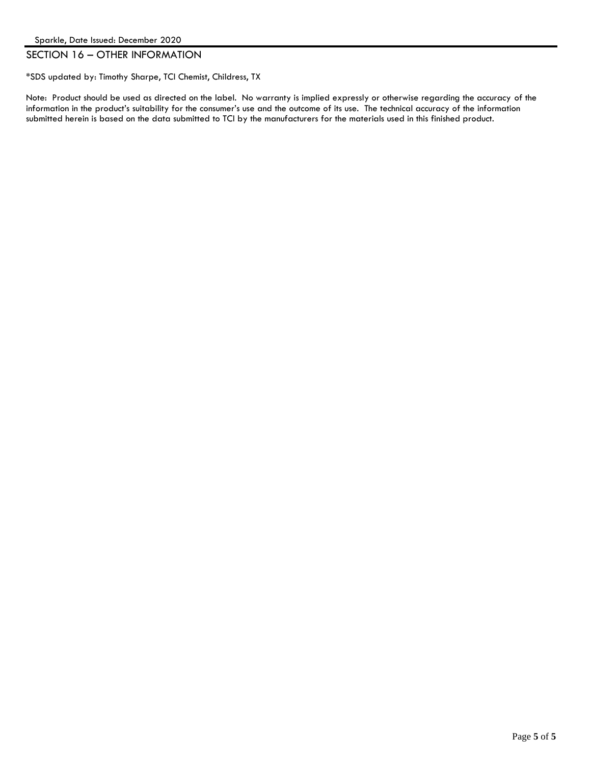## SECTION 16 – OTHER INFORMATION

*SDS updated by: Timothy Sharpe, TCI Chemist, Childress, TX

Note: Product should be used as directed on the label. No warranty is implied expressly or otherwise regarding the accuracy of the information in the product's suitability for the consumer's use and the outcome of its use. The technical accuracy of the information submitted herein is based on the data submitted to TCI by the manufacturers for the materials used in this finished product.